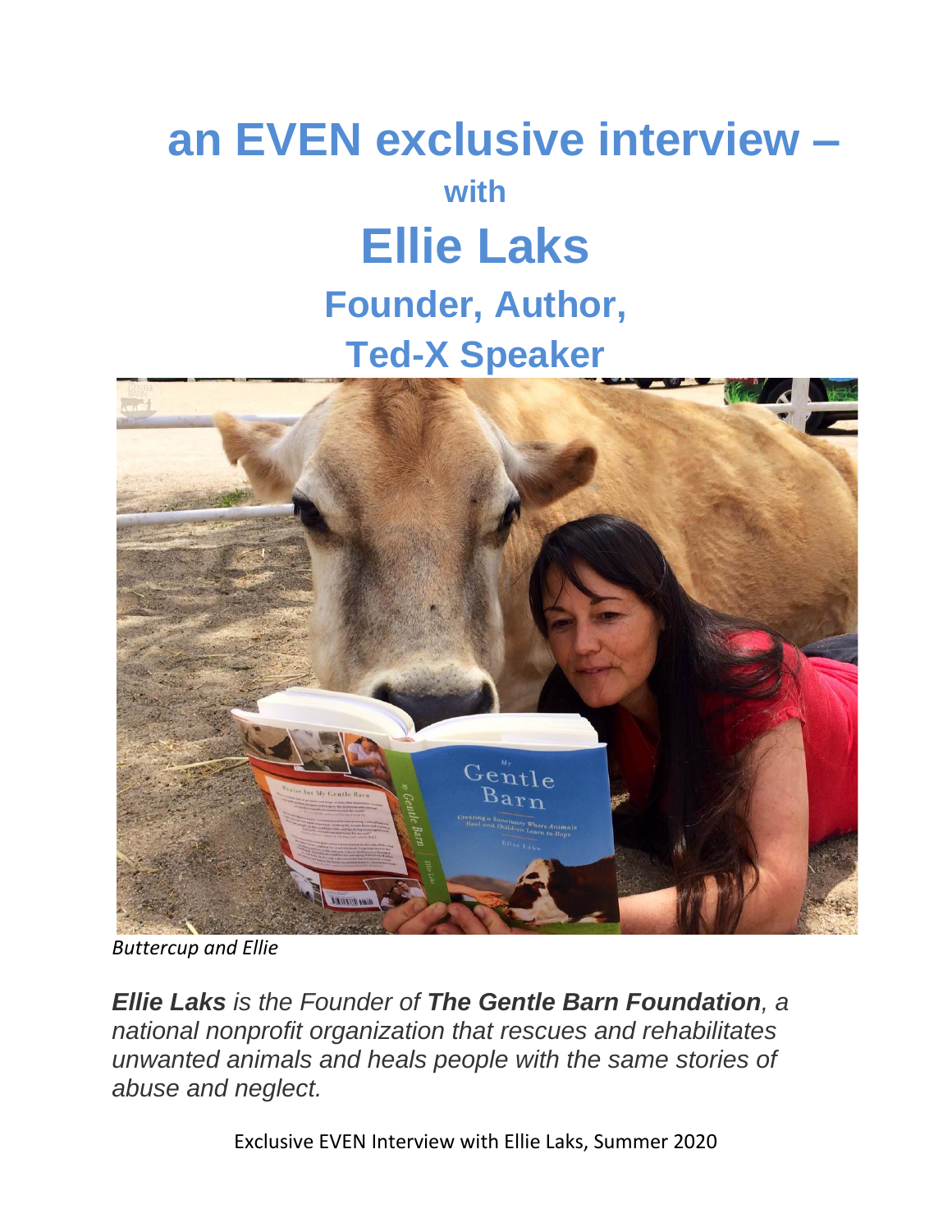# an EVEN exclusive interview –

## with

# Ellie Laks

## Founder, Author, Ted-X Speaker

*Buttercup and Ellie*

***Ellie Laks** is the Founder of **The Gentle Barn Foundation**, a national nonprofit organization that rescues and rehabilitates unwanted animals and heals people with the same stories of abuse and neglect.*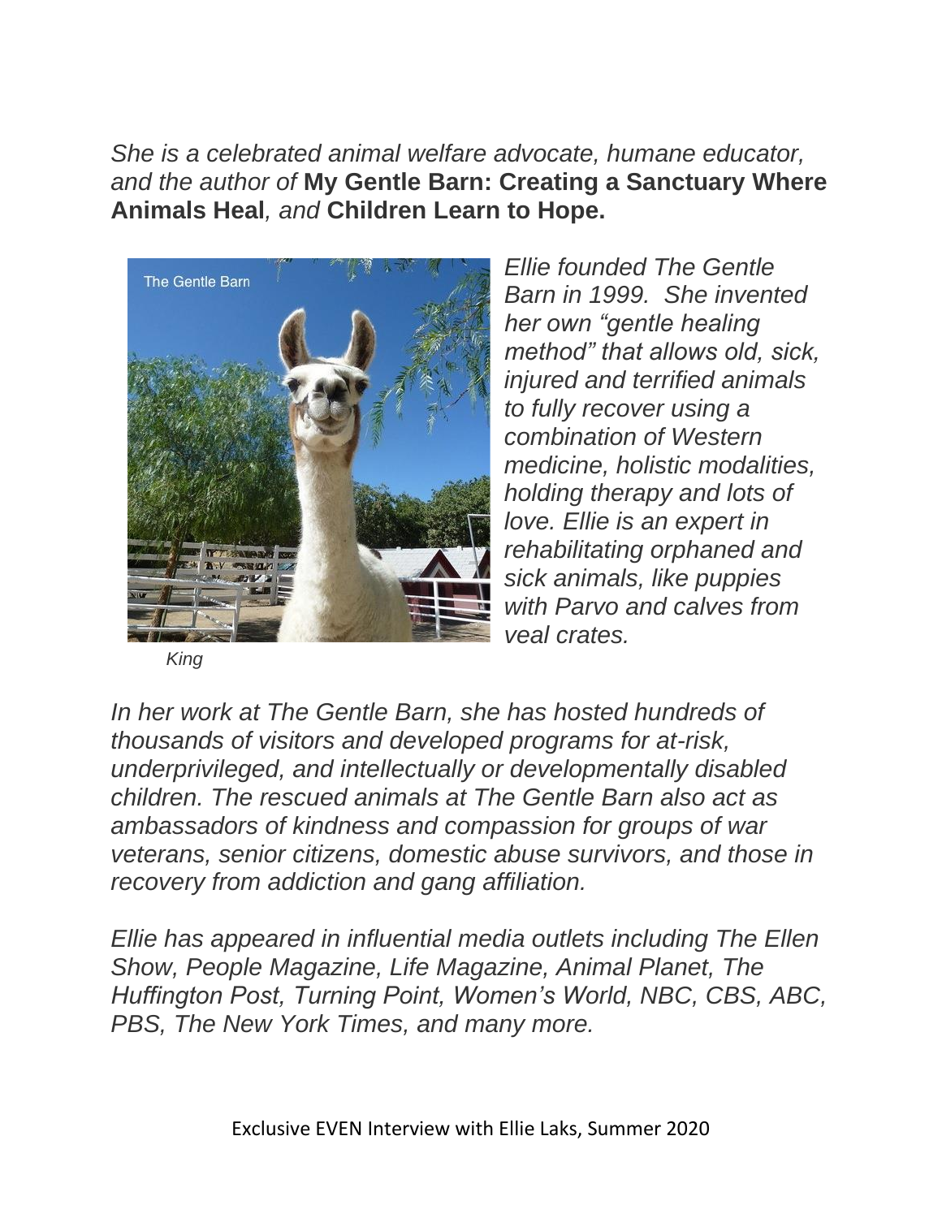*She is a celebrated animal welfare advocate, humane educator, and the author of* **My Gentle Barn: Creating a Sanctuary Where Animals Heal***, and* **Children Learn to Hope.**

*King*

*Ellie founded The Gentle Barn in 1999. She invented her own "gentle healing method" that allows old, sick, injured and terrified animals to fully recover using a combination of Western medicine, holistic modalities, holding therapy and lots of love. Ellie is an expert in rehabilitating orphaned and sick animals, like puppies with Parvo and calves from veal crates.*

*In her work at The Gentle Barn, she has hosted hundreds of thousands of visitors and developed programs for at-risk, underprivileged, and intellectually or developmentally disabled children. The rescued animals at The Gentle Barn also act as ambassadors of kindness and compassion for groups of war veterans, senior citizens, domestic abuse survivors, and those in recovery from addiction and gang affiliation.*

*Ellie has appeared in influential media outlets including The Ellen Show, People Magazine, Life Magazine, Animal Planet, The Huffington Post, Turning Point, Women's World, NBC, CBS, ABC, PBS, The New York Times, and many more.*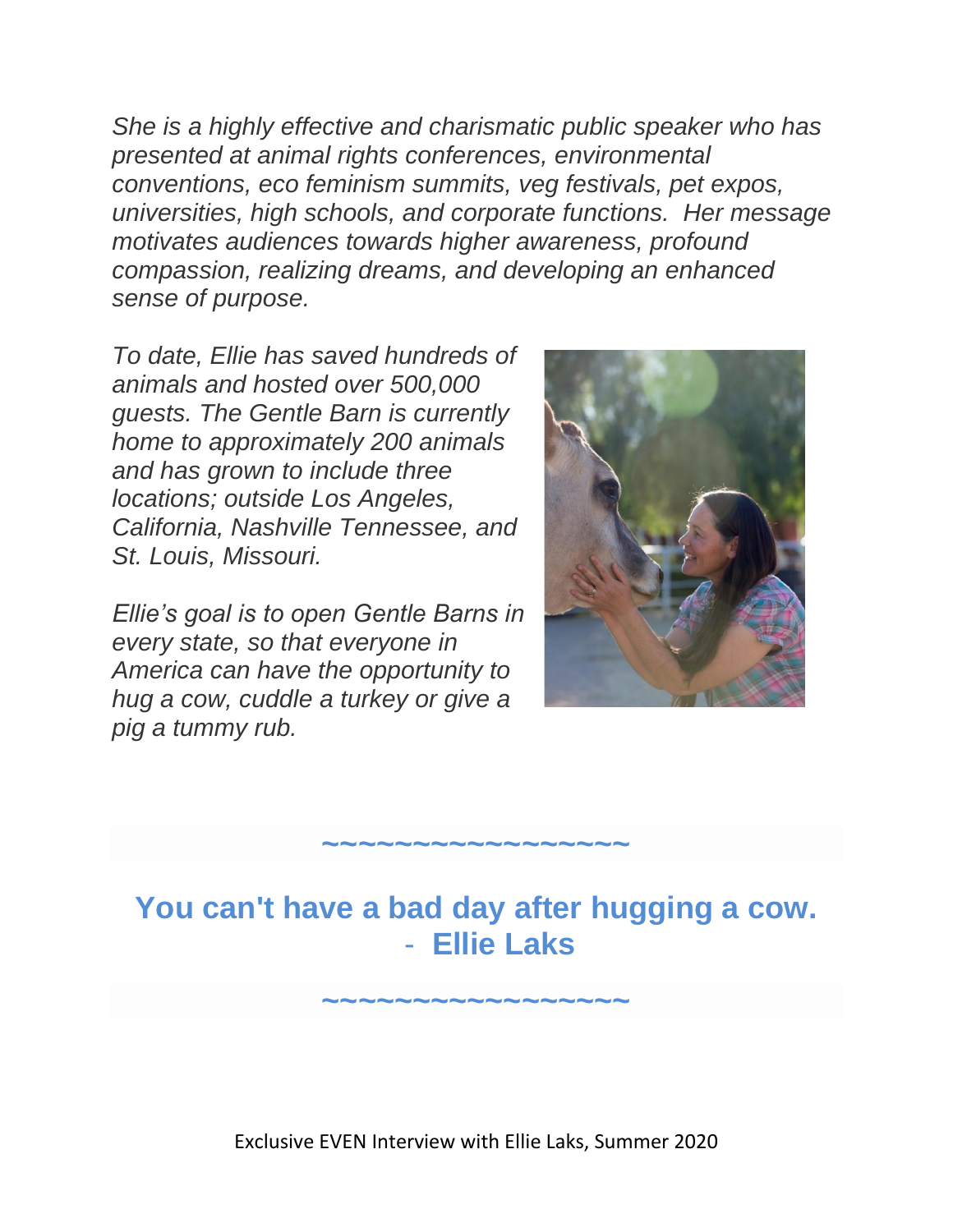*She is a highly effective and charismatic public speaker who has presented at animal rights conferences, environmental conventions, eco feminism summits, veg festivals, pet expos, universities, high schools, and corporate functions. Her message motivates audiences towards higher awareness, profound compassion, realizing dreams, and developing an enhanced sense of purpose.*

*To date, Ellie has saved hundreds of animals and hosted over 500,000 guests. The Gentle Barn is currently home to approximately 200 animals and has grown to include three locations; outside Los Angeles, California, Nashville Tennessee, and St. Louis, Missouri.*

*Ellie's goal is to open Gentle Barns in every state, so that everyone in America can have the opportunity to hug a cow, cuddle a turkey or give a pig a tummy rub.*

~~~~~~~~~~~~~~~~~

**You can't have a bad day after hugging a cow.** - **Ellie Laks**

~~~~~~~~~~~~~~~~~

Exclusive EVEN Interview with Ellie Laks, Summer 2020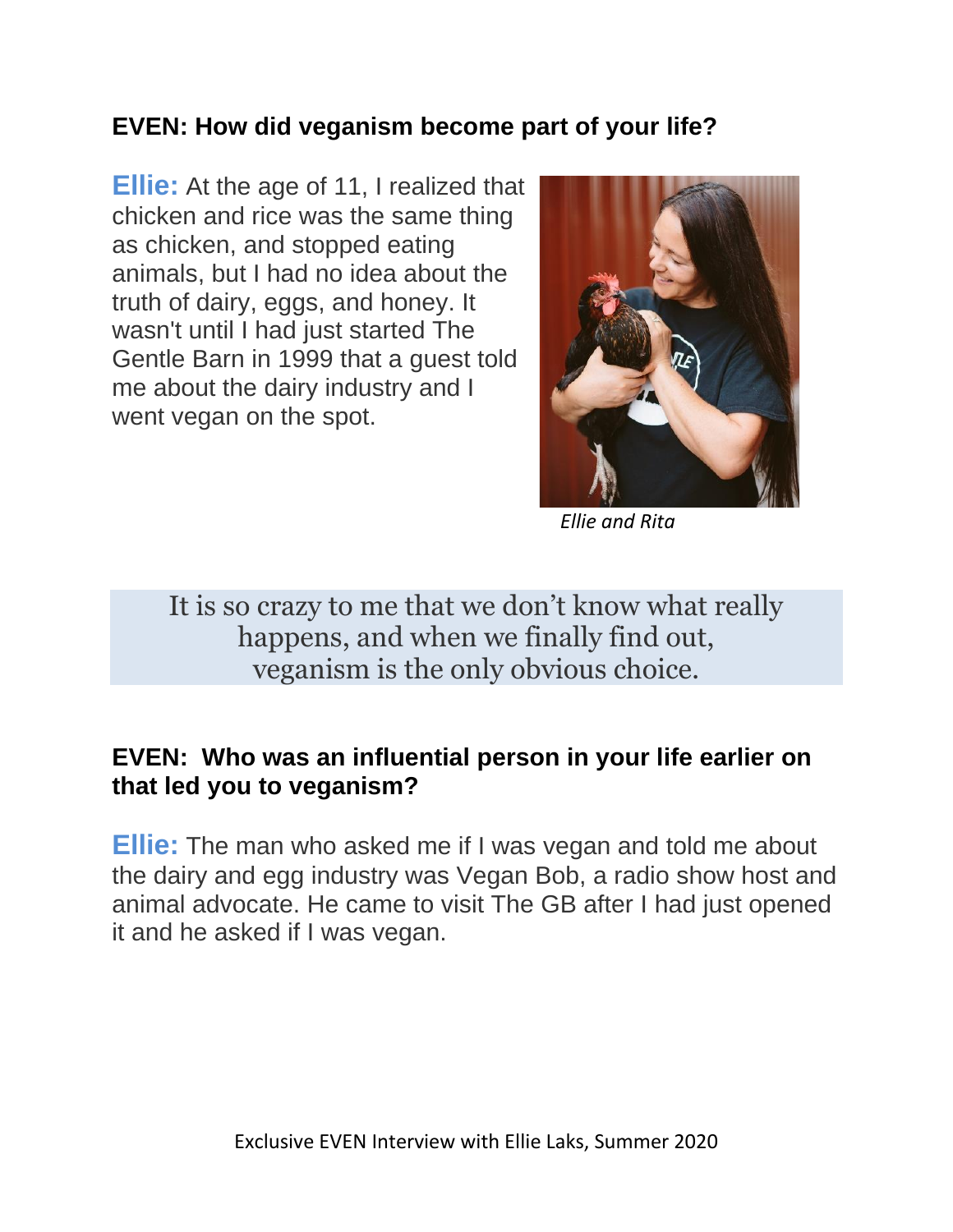**EVEN: How did veganism become part of your life?**

**Ellie:** At the age of 11, I realized that chicken and rice was the same thing as chicken, and stopped eating animals, but I had no idea about the truth of dairy, eggs, and honey. It wasn't until I had just started The Gentle Barn in 1999 that a guest told me about the dairy industry and I went vegan on the spot.

*Ellie and Rita*

> It is so crazy to me that we don't know what really happens, and when we finally find out, veganism is the only obvious choice.

**EVEN: Who was an influential person in your life earlier on that led you to veganism?**

**Ellie:** The man who asked me if I was vegan and told me about the dairy and egg industry was Vegan Bob, a radio show host and animal advocate. He came to visit The GB after I had just opened it and he asked if I was vegan.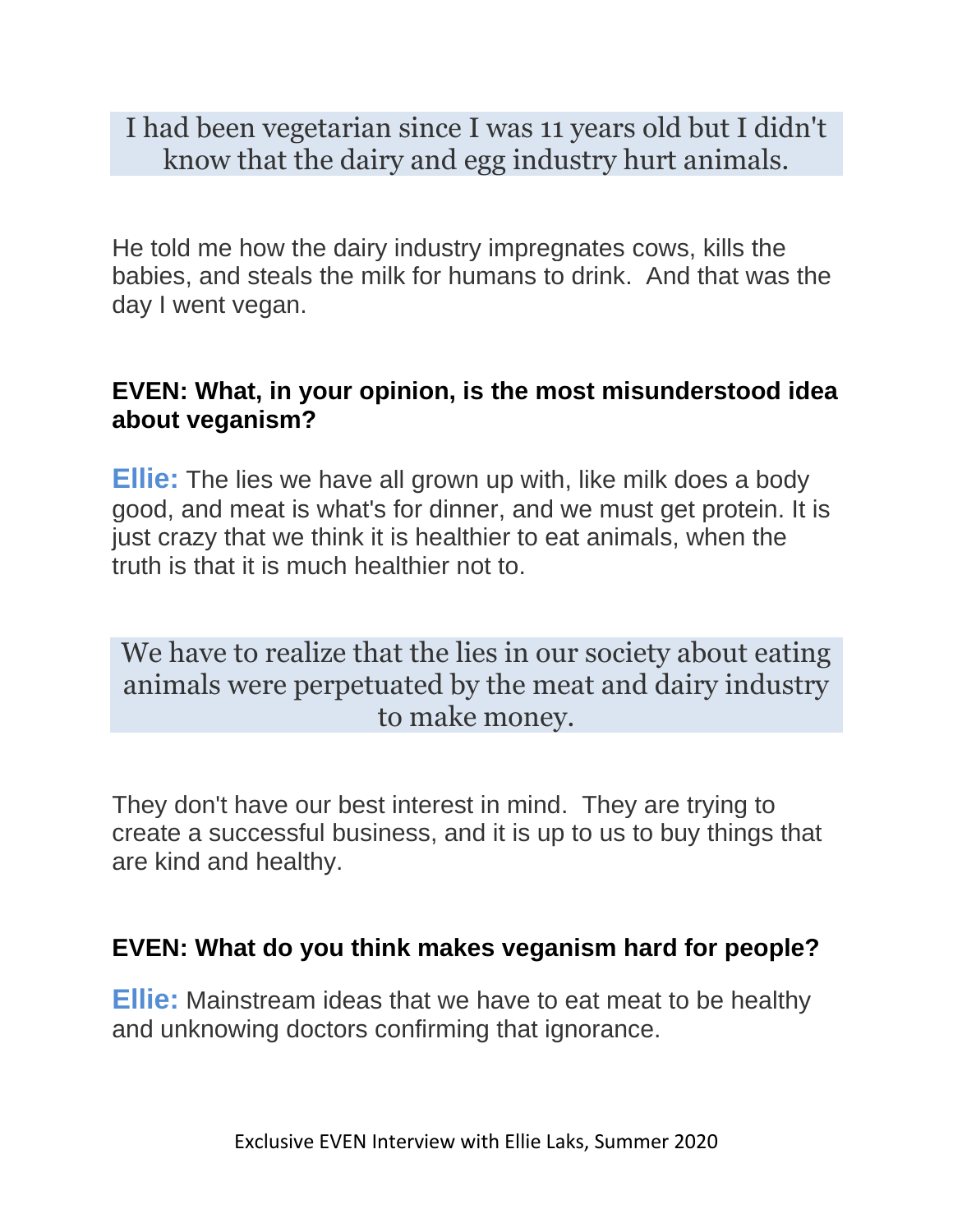> I had been vegetarian since I was 11 years old but I didn't know that the dairy and egg industry hurt animals.

He told me how the dairy industry impregnates cows, kills the babies, and steals the milk for humans to drink. And that was the day I went vegan.

**EVEN: What, in your opinion, is the most misunderstood idea about veganism?**

**Ellie:** The lies we have all grown up with, like milk does a body good, and meat is what's for dinner, and we must get protein. It is just crazy that we think it is healthier to eat animals, when the truth is that it is much healthier not to.

> We have to realize that the lies in our society about eating animals were perpetuated by the meat and dairy industry to make money.

They don't have our best interest in mind. They are trying to create a successful business, and it is up to us to buy things that are kind and healthy.

**EVEN: What do you think makes veganism hard for people?**

**Ellie:** Mainstream ideas that we have to eat meat to be healthy and unknowing doctors confirming that ignorance.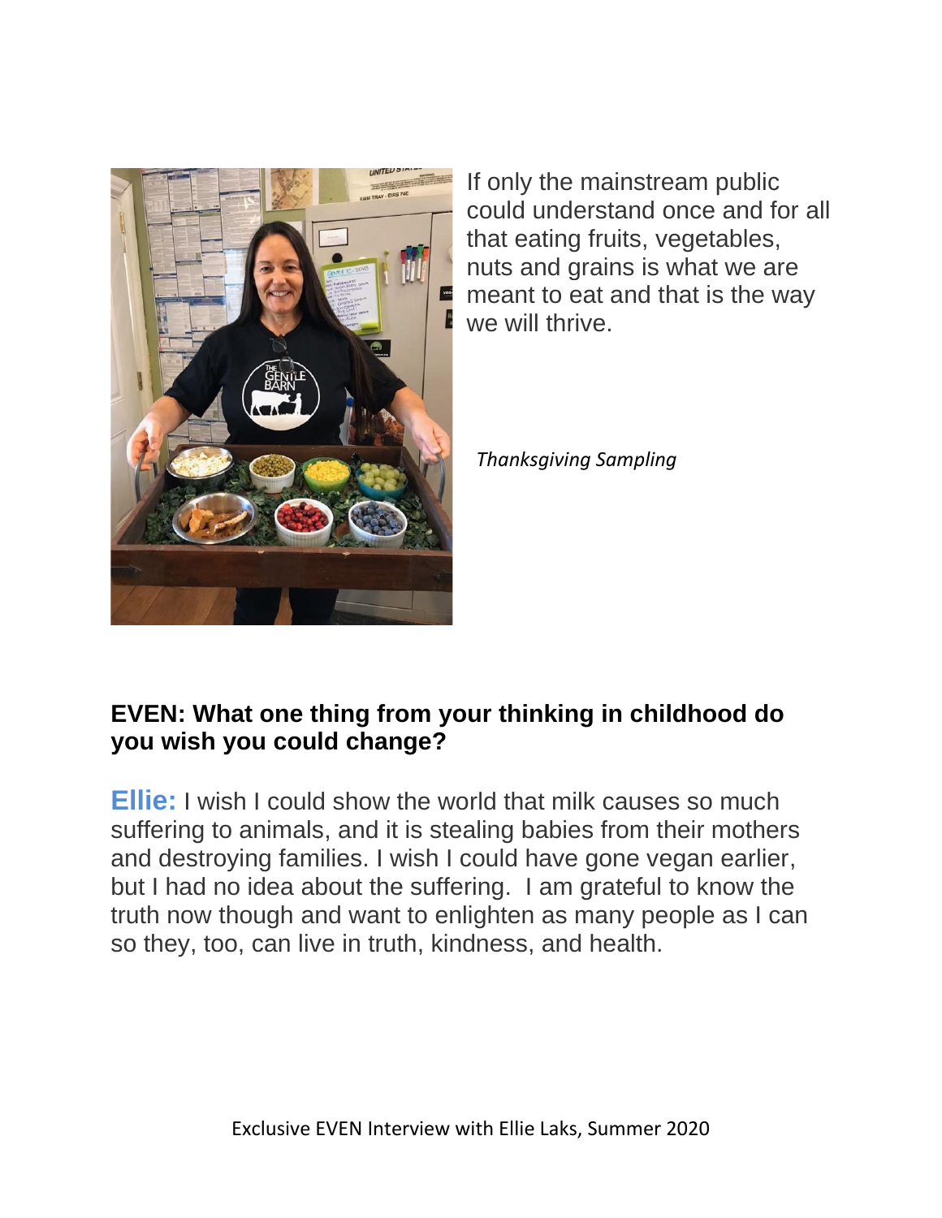If only the mainstream public could understand once and for all that eating fruits, vegetables, nuts and grains is what we are meant to eat and that is the way we will thrive.

*Thanksgiving Sampling*

**EVEN: What one thing from your thinking in childhood do you wish you could change?**

**Ellie:** I wish I could show the world that milk causes so much suffering to animals, and it is stealing babies from their mothers and destroying families. I wish I could have gone vegan earlier, but I had no idea about the suffering. I am grateful to know the truth now though and want to enlighten as many people as I can so they, too, can live in truth, kindness, and health.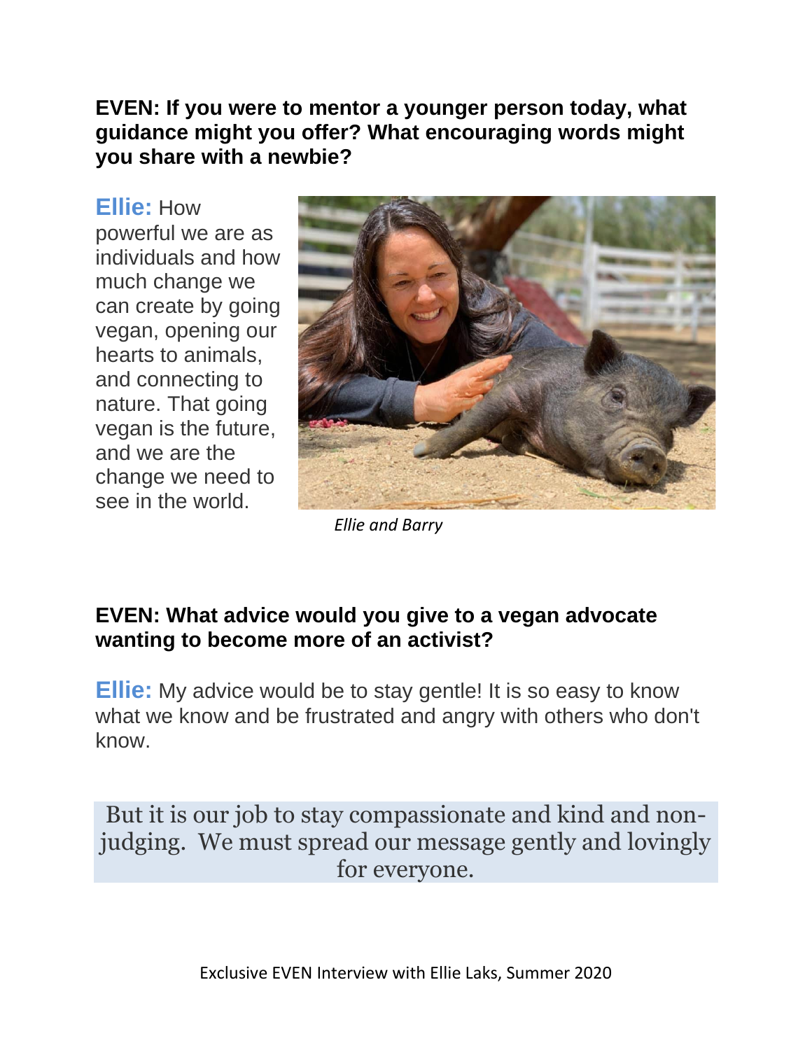**EVEN: If you were to mentor a younger person today, what guidance might you offer? What encouraging words might you share with a newbie?**

**Ellie:** How powerful we are as individuals and how much change we can create by going vegan, opening our hearts to animals, and connecting to nature. That going vegan is the future, and we are the change we need to see in the world.

*Ellie and Barry*

**EVEN: What advice would you give to a vegan advocate wanting to become more of an activist?**

**Ellie:** My advice would be to stay gentle! It is so easy to know what we know and be frustrated and angry with others who don't know.

> But it is our job to stay compassionate and kind and non-judging. We must spread our message gently and lovingly for everyone.

Exclusive EVEN Interview with Ellie Laks, Summer 2020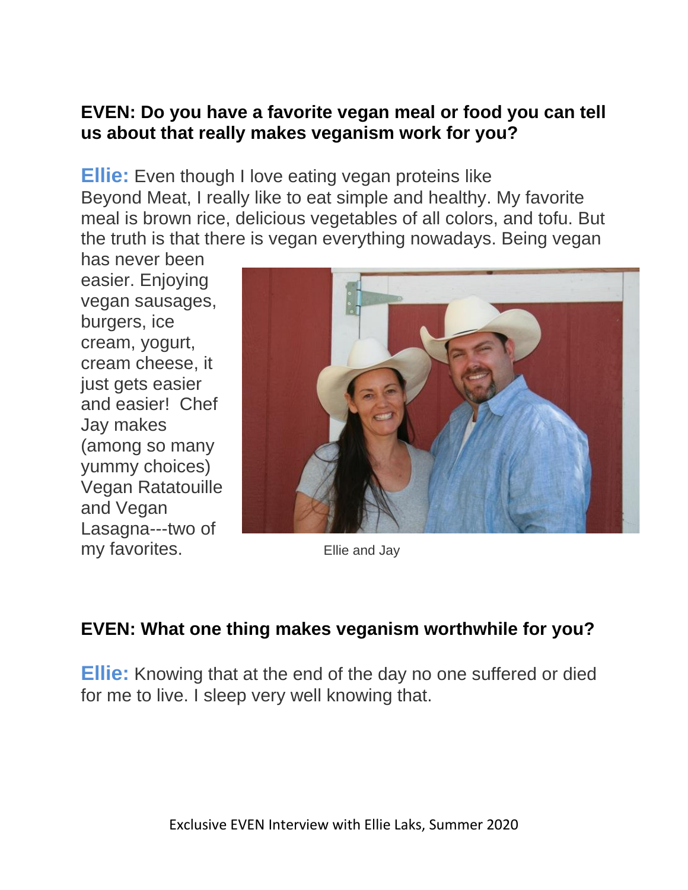**EVEN: Do you have a favorite vegan meal or food you can tell us about that really makes veganism work for you?**

**Ellie:** Even though I love eating vegan proteins like Beyond Meat, I really like to eat simple and healthy. My favorite meal is brown rice, delicious vegetables of all colors, and tofu. But the truth is that there is vegan everything nowadays. Being vegan has never been easier. Enjoying vegan sausages, burgers, ice cream, yogurt, cream cheese, it just gets easier and easier! Chef Jay makes (among so many yummy choices) Vegan Ratatouille and Vegan Lasagna---two of my favorites.

Ellie and Jay

**EVEN: What one thing makes veganism worthwhile for you?**

**Ellie:** Knowing that at the end of the day no one suffered or died for me to live. I sleep very well knowing that.

Exclusive EVEN Interview with Ellie Laks, Summer 2020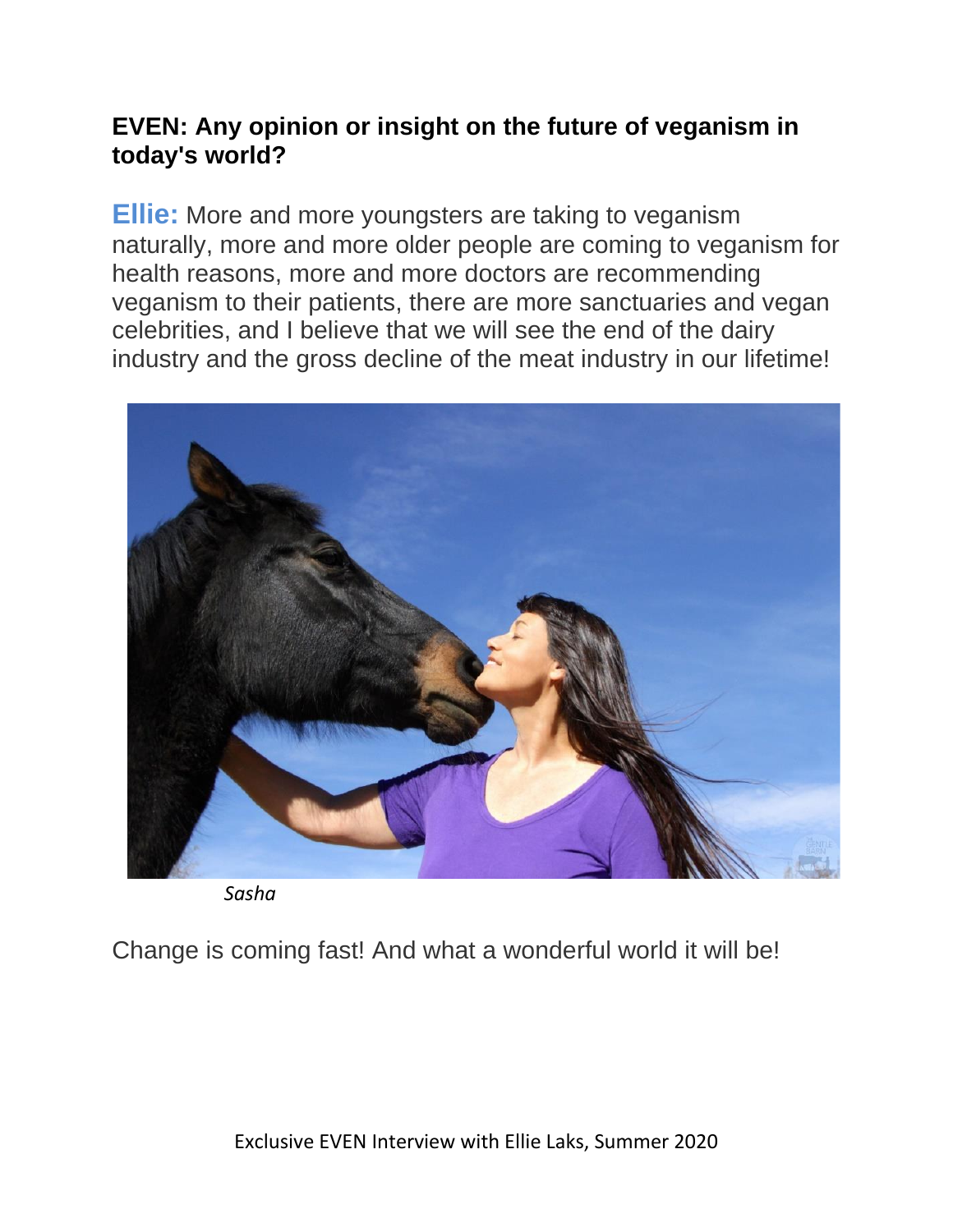**EVEN: Any opinion or insight on the future of veganism in today's world?**

**Ellie:** More and more youngsters are taking to veganism naturally, more and more older people are coming to veganism for health reasons, more and more doctors are recommending veganism to their patients, there are more sanctuaries and vegan celebrities, and I believe that we will see the end of the dairy industry and the gross decline of the meat industry in our lifetime!

*Sasha*

Change is coming fast! And what a wonderful world it will be!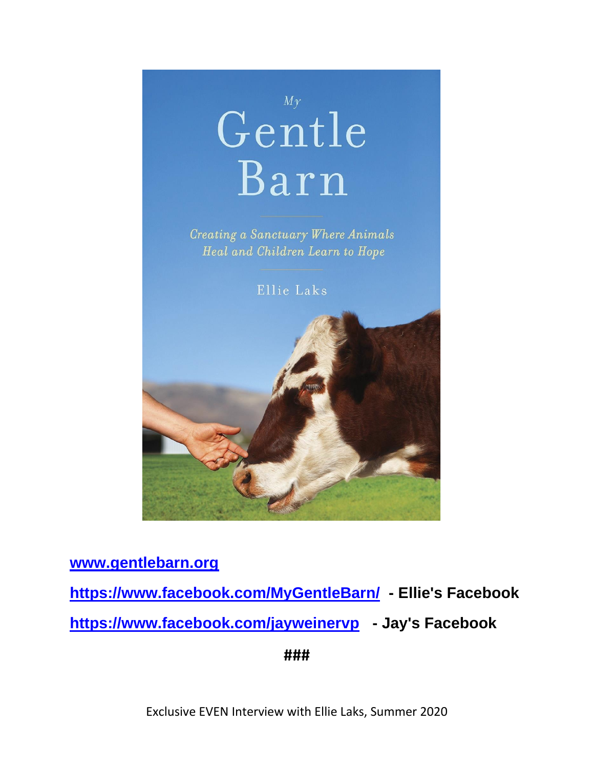**[www.gentlebarn.org](http://www.gentlebarn.org)**

**[https://www.facebook.com/MyGentleBarn/](https://www.facebook.com/MyGentleBarn/) - Ellie's Facebook**

**[https://www.facebook.com/jayweinervp](https://www.facebook.com/jayweinervp) - Jay's Facebook**

**###**